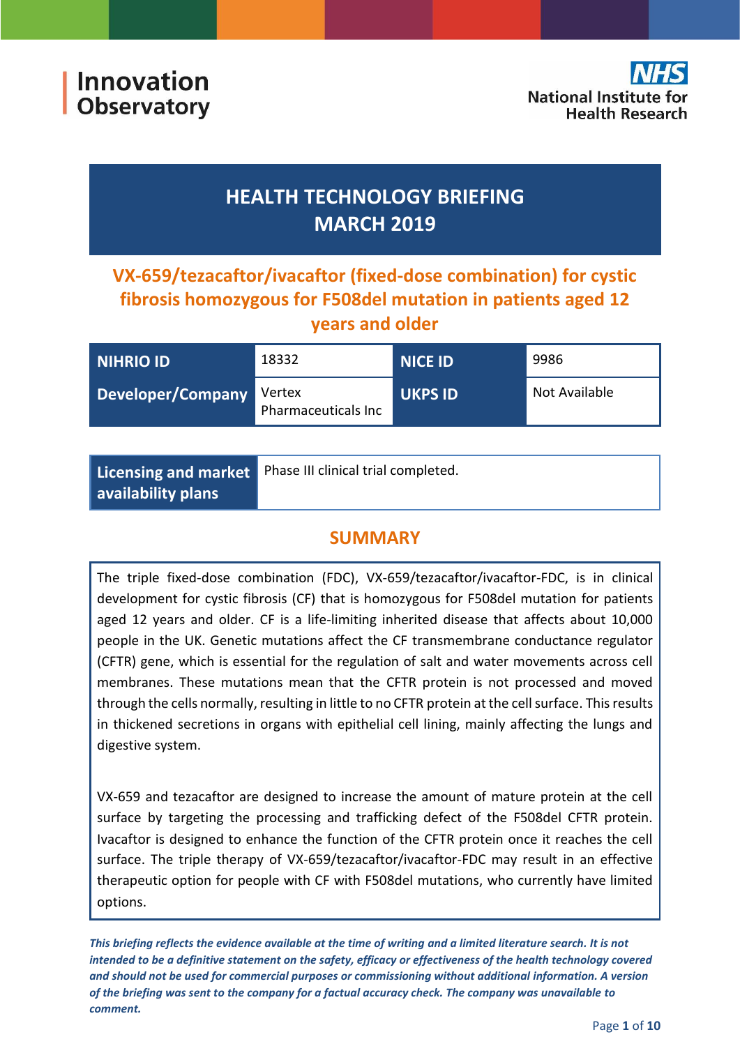Innovation Observatory

NHS National Institute for Health Research

# HEALTH TECHNOLOGY BRIEFING MARCH 2019

## VX-659/tezacaftor/ivacaftor (fixed-dose combination) for cystic fibrosis homozygous for F508del mutation in patients aged 12 years and older

| NIHRIO ID | 18332 | NICE ID | 9986 |
|---|---|---|---|
| Developer/Company | Vertex Pharmaceuticals Inc | UKPS ID | Not Available |

| Licensing and market availability plans | Phase III clinical trial completed. |
|---|---|

## SUMMARY

The triple fixed-dose combination (FDC), VX-659/tezacaftor/ivacaftor-FDC, is in clinical development for cystic fibrosis (CF) that is homozygous for F508del mutation for patients aged 12 years and older. CF is a life-limiting inherited disease that affects about 10,000 people in the UK. Genetic mutations affect the CF transmembrane conductance regulator (CFTR) gene, which is essential for the regulation of salt and water movements across cell membranes. These mutations mean that the CFTR protein is not processed and moved through the cells normally, resulting in little to no CFTR protein at the cell surface. This results in thickened secretions in organs with epithelial cell lining, mainly affecting the lungs and digestive system.

VX-659 and tezacaftor are designed to increase the amount of mature protein at the cell surface by targeting the processing and trafficking defect of the F508del CFTR protein. Ivacaftor is designed to enhance the function of the CFTR protein once it reaches the cell surface. The triple therapy of VX-659/tezacaftor/ivacaftor-FDC may result in an effective therapeutic option for people with CF with F508del mutations, who currently have limited options.

***This briefing reflects the evidence available at the time of writing and a limited literature search. It is not intended to be a definitive statement on the safety, efficacy or effectiveness of the health technology covered and should not be used for commercial purposes or commissioning without additional information. A version of the briefing was sent to the company for a factual accuracy check. The company was unavailable to comment.***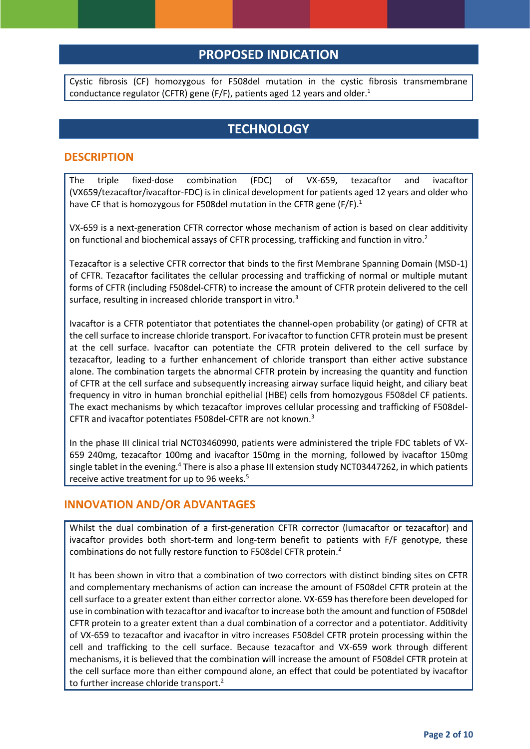## PROPOSED INDICATION

Cystic fibrosis (CF) homozygous for F508del mutation in the cystic fibrosis transmembrane conductance regulator (CFTR) gene (F/F), patients aged 12 years and older.[1]

## TECHNOLOGY

### DESCRIPTION

The triple fixed-dose combination (FDC) of VX-659, tezacaftor and ivacaftor (VX659/tezacaftor/ivacaftor-FDC) is in clinical development for patients aged 12 years and older who have CF that is homozygous for F508del mutation in the CFTR gene (F/F).[1]

VX-659 is a next-generation CFTR corrector whose mechanism of action is based on clear additivity on functional and biochemical assays of CFTR processing, trafficking and function in vitro.[2]

Tezacaftor is a selective CFTR corrector that binds to the first Membrane Spanning Domain (MSD-1) of CFTR. Tezacaftor facilitates the cellular processing and trafficking of normal or multiple mutant forms of CFTR (including F508del-CFTR) to increase the amount of CFTR protein delivered to the cell surface, resulting in increased chloride transport in vitro.[3]

Ivacaftor is a CFTR potentiator that potentiates the channel-open probability (or gating) of CFTR at the cell surface to increase chloride transport. For ivacaftor to function CFTR protein must be present at the cell surface. Ivacaftor can potentiate the CFTR protein delivered to the cell surface by tezacaftor, leading to a further enhancement of chloride transport than either active substance alone. The combination targets the abnormal CFTR protein by increasing the quantity and function of CFTR at the cell surface and subsequently increasing airway surface liquid height, and ciliary beat frequency in vitro in human bronchial epithelial (HBE) cells from homozygous F508del CF patients. The exact mechanisms by which tezacaftor improves cellular processing and trafficking of F508del-CFTR and ivacaftor potentiates F508del-CFTR are not known.[3]

In the phase III clinical trial NCT03460990, patients were administered the triple FDC tablets of VX-659 240mg, tezacaftor 100mg and ivacaftor 150mg in the morning, followed by ivacaftor 150mg single tablet in the evening.[4] There is also a phase III extension study NCT03447262, in which patients receive active treatment for up to 96 weeks.[5]

### INNOVATION AND/OR ADVANTAGES

Whilst the dual combination of a first-generation CFTR corrector (lumacaftor or tezacaftor) and ivacaftor provides both short-term and long-term benefit to patients with F/F genotype, these combinations do not fully restore function to F508del CFTR protein.[2]

It has been shown in vitro that a combination of two correctors with distinct binding sites on CFTR and complementary mechanisms of action can increase the amount of F508del CFTR protein at the cell surface to a greater extent than either corrector alone. VX-659 has therefore been developed for use in combination with tezacaftor and ivacaftor to increase both the amount and function of F508del CFTR protein to a greater extent than a dual combination of a corrector and a potentiator. Additivity of VX-659 to tezacaftor and ivacaftor in vitro increases F508del CFTR protein processing within the cell and trafficking to the cell surface. Because tezacaftor and VX-659 work through different mechanisms, it is believed that the combination will increase the amount of F508del CFTR protein at the cell surface more than either compound alone, an effect that could be potentiated by ivacaftor to further increase chloride transport.[2]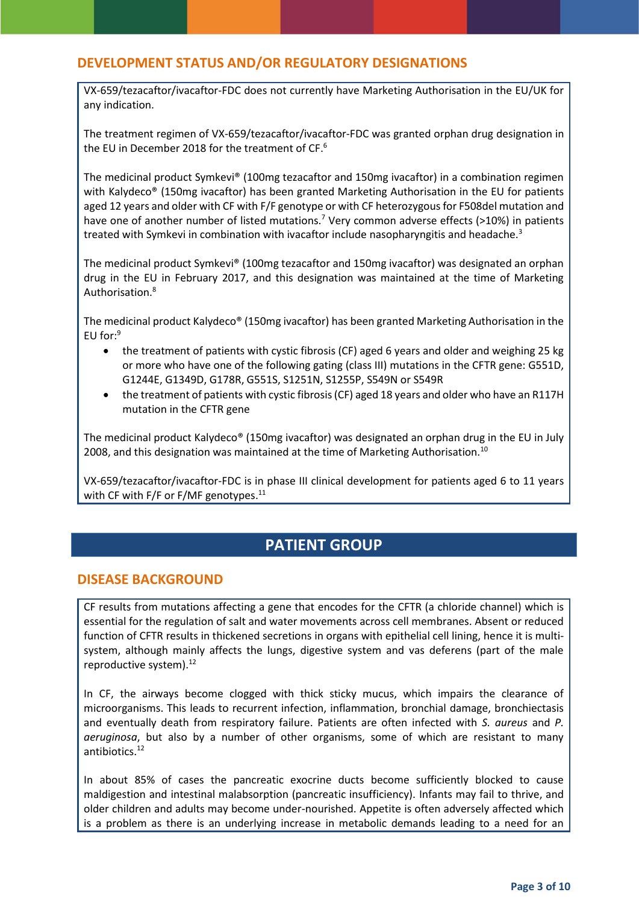## DEVELOPMENT STATUS AND/OR REGULATORY DESIGNATIONS

VX-659/tezacaftor/ivacaftor-FDC does not currently have Marketing Authorisation in the EU/UK for any indication.

The treatment regimen of VX-659/tezacaftor/ivacaftor-FDC was granted orphan drug designation in the EU in December 2018 for the treatment of CF.[6]

The medicinal product Symkevi® (100mg tezacaftor and 150mg ivacaftor) in a combination regimen with Kalydeco® (150mg ivacaftor) has been granted Marketing Authorisation in the EU for patients aged 12 years and older with CF with F/F genotype or with CF heterozygous for F508del mutation and have one of another number of listed mutations.[7] Very common adverse effects (>10%) in patients treated with Symkevi in combination with ivacaftor include nasopharyngitis and headache.[3]

The medicinal product Symkevi® (100mg tezacaftor and 150mg ivacaftor) was designated an orphan drug in the EU in February 2017, and this designation was maintained at the time of Marketing Authorisation.[8]

The medicinal product Kalydeco® (150mg ivacaftor) has been granted Marketing Authorisation in the EU for:[9]

- the treatment of patients with cystic fibrosis (CF) aged 6 years and older and weighing 25 kg or more who have one of the following gating (class III) mutations in the CFTR gene: G551D, G1244E, G1349D, G178R, G551S, S1251N, S1255P, S549N or S549R
- the treatment of patients with cystic fibrosis (CF) aged 18 years and older who have an R117H mutation in the CFTR gene

The medicinal product Kalydeco® (150mg ivacaftor) was designated an orphan drug in the EU in July 2008, and this designation was maintained at the time of Marketing Authorisation.[10]

VX-659/tezacaftor/ivacaftor-FDC is in phase III clinical development for patients aged 6 to 11 years with CF with F/F or F/MF genotypes.[11]

# PATIENT GROUP

## DISEASE BACKGROUND

CF results from mutations affecting a gene that encodes for the CFTR (a chloride channel) which is essential for the regulation of salt and water movements across cell membranes. Absent or reduced function of CFTR results in thickened secretions in organs with epithelial cell lining, hence it is multi-system, although mainly affects the lungs, digestive system and vas deferens (part of the male reproductive system).[12]

In CF, the airways become clogged with thick sticky mucus, which impairs the clearance of microorganisms. This leads to recurrent infection, inflammation, bronchial damage, bronchiectasis and eventually death from respiratory failure. Patients are often infected with *S. aureus* and *P. aeruginosa*, but also by a number of other organisms, some of which are resistant to many antibiotics.[12]

In about 85% of cases the pancreatic exocrine ducts become sufficiently blocked to cause maldigestion and intestinal malabsorption (pancreatic insufficiency). Infants may fail to thrive, and older children and adults may become under-nourished. Appetite is often adversely affected which is a problem as there is an underlying increase in metabolic demands leading to a need for an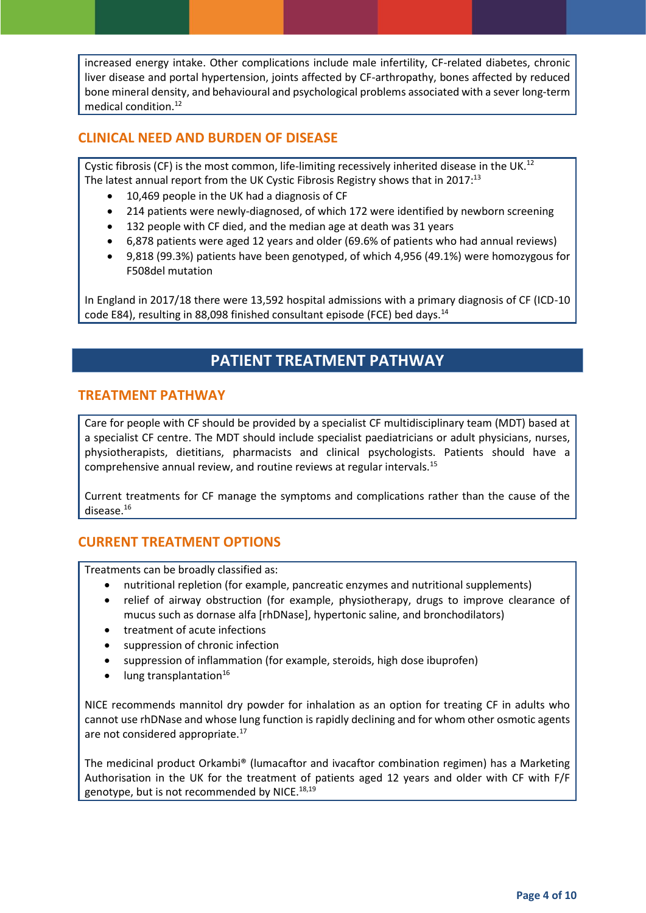increased energy intake. Other complications include male infertility, CF-related diabetes, chronic liver disease and portal hypertension, joints affected by CF-arthropathy, bones affected by reduced bone mineral density, and behavioural and psychological problems associated with a sever long-term medical condition.[12]

## CLINICAL NEED AND BURDEN OF DISEASE

Cystic fibrosis (CF) is the most common, life-limiting recessively inherited disease in the UK.[12] The latest annual report from the UK Cystic Fibrosis Registry shows that in 2017:[13]

- 10,469 people in the UK had a diagnosis of CF
- 214 patients were newly-diagnosed, of which 172 were identified by newborn screening
- 132 people with CF died, and the median age at death was 31 years
- 6,878 patients were aged 12 years and older (69.6% of patients who had annual reviews)
- 9,818 (99.3%) patients have been genotyped, of which 4,956 (49.1%) were homozygous for F508del mutation

In England in 2017/18 there were 13,592 hospital admissions with a primary diagnosis of CF (ICD-10 code E84), resulting in 88,098 finished consultant episode (FCE) bed days.[14]

# PATIENT TREATMENT PATHWAY

## TREATMENT PATHWAY

Care for people with CF should be provided by a specialist CF multidisciplinary team (MDT) based at a specialist CF centre. The MDT should include specialist paediatricians or adult physicians, nurses, physiotherapists, dietitians, pharmacists and clinical psychologists. Patients should have a comprehensive annual review, and routine reviews at regular intervals.[15]

Current treatments for CF manage the symptoms and complications rather than the cause of the disease.[16]

## CURRENT TREATMENT OPTIONS

Treatments can be broadly classified as:

- nutritional repletion (for example, pancreatic enzymes and nutritional supplements)
- relief of airway obstruction (for example, physiotherapy, drugs to improve clearance of mucus such as dornase alfa [rhDNase], hypertonic saline, and bronchodilators)
- treatment of acute infections
- suppression of chronic infection
- suppression of inflammation (for example, steroids, high dose ibuprofen)
- lung transplantation[16]

NICE recommends mannitol dry powder for inhalation as an option for treating CF in adults who cannot use rhDNase and whose lung function is rapidly declining and for whom other osmotic agents are not considered appropriate.[17]

The medicinal product Orkambi® (lumacaftor and ivacaftor combination regimen) has a Marketing Authorisation in the UK for the treatment of patients aged 12 years and older with CF with F/F genotype, but is not recommended by NICE.[18,19]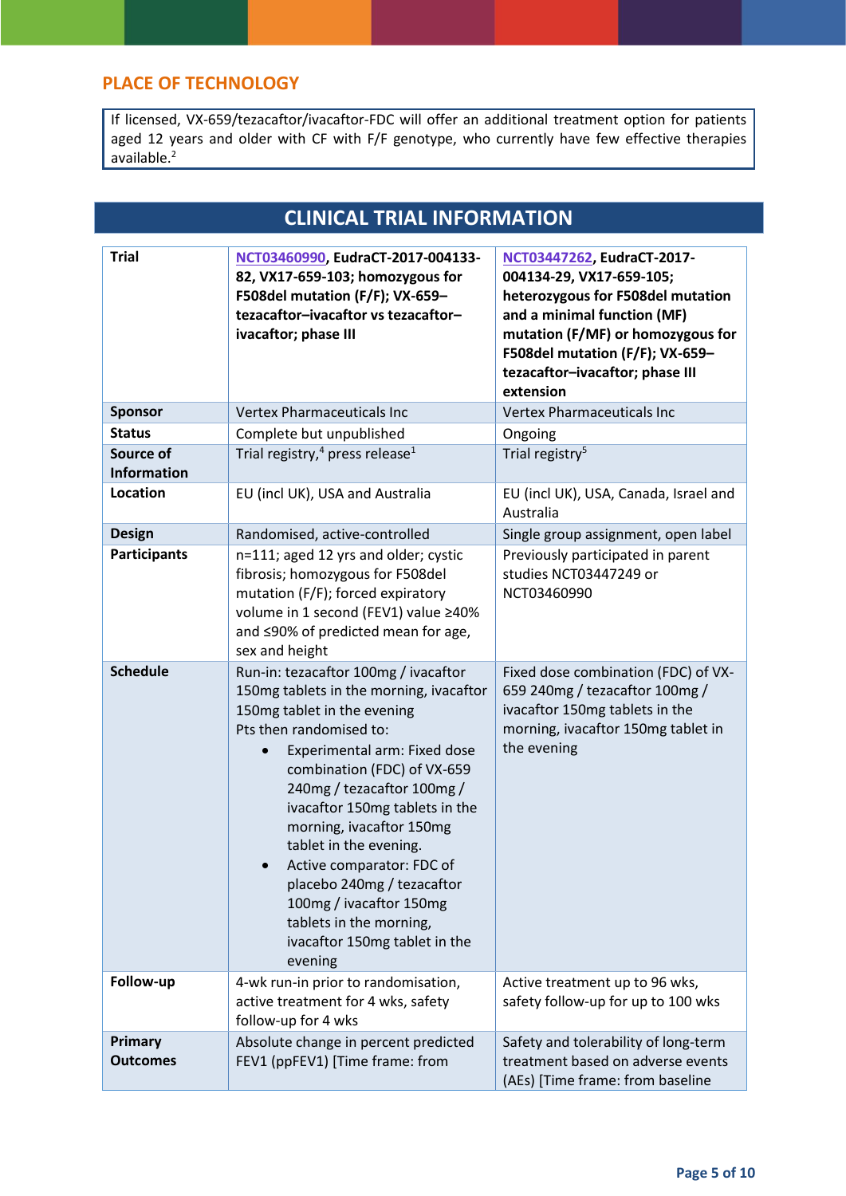## PLACE OF TECHNOLOGY

If licensed, VX-659/tezacaftor/ivacaftor-FDC will offer an additional treatment option for patients aged 12 years and older with CF with F/F genotype, who currently have few effective therapies available.[2]

## CLINICAL TRIAL INFORMATION

| **Trial** | **NCT03460990, EudraCT-2017-004133-82, VX17-659-103; homozygous for F508del mutation (F/F); VX-659–tezacaftor–ivacaftor vs tezacaftor–ivacaftor; phase III** | **NCT03447262, EudraCT-2017-004134-29, VX17-659-105; heterozygous for F508del mutation and a minimal function (MF) mutation (F/MF) or homozygous for F508del mutation (F/F); VX-659–tezacaftor–ivacaftor; phase III extension** |
|---|---|---|
| **Sponsor** | Vertex Pharmaceuticals Inc | Vertex Pharmaceuticals Inc |
| **Status** | Complete but unpublished | Ongoing |
| **Source of Information** | Trial registry,[4] press release[1] | Trial registry[5] |
| **Location** | EU (incl UK), USA and Australia | EU (incl UK), USA, Canada, Israel and Australia |
| **Design** | Randomised, active-controlled | Single group assignment, open label |
| **Participants** | n=111; aged 12 yrs and older; cystic fibrosis; homozygous for F508del mutation (F/F); forced expiratory volume in 1 second (FEV1) value ≥40% and ≤90% of predicted mean for age, sex and height | Previously participated in parent studies NCT03447249 or NCT03460990 |
| **Schedule** | Run-in: tezacaftor 100mg / ivacaftor 150mg tablets in the morning, ivacaftor 150mg tablet in the evening<br>Pts then randomised to:<br>• Experimental arm: Fixed dose combination (FDC) of VX-659 240mg / tezacaftor 100mg / ivacaftor 150mg tablets in the morning, ivacaftor 150mg tablet in the evening.<br>• Active comparator: FDC of placebo 240mg / tezacaftor 100mg / ivacaftor 150mg tablets in the morning, ivacaftor 150mg tablet in the evening | Fixed dose combination (FDC) of VX-659 240mg / tezacaftor 100mg / ivacaftor 150mg tablets in the morning, ivacaftor 150mg tablet in the evening |
| **Follow-up** | 4-wk run-in prior to randomisation, active treatment for 4 wks, safety follow-up for 4 wks | Active treatment up to 96 wks, safety follow-up for up to 100 wks |
| **Primary Outcomes** | Absolute change in percent predicted FEV1 (ppFEV1) [Time frame: from | Safety and tolerability of long-term treatment based on adverse events (AEs) [Time frame: from baseline |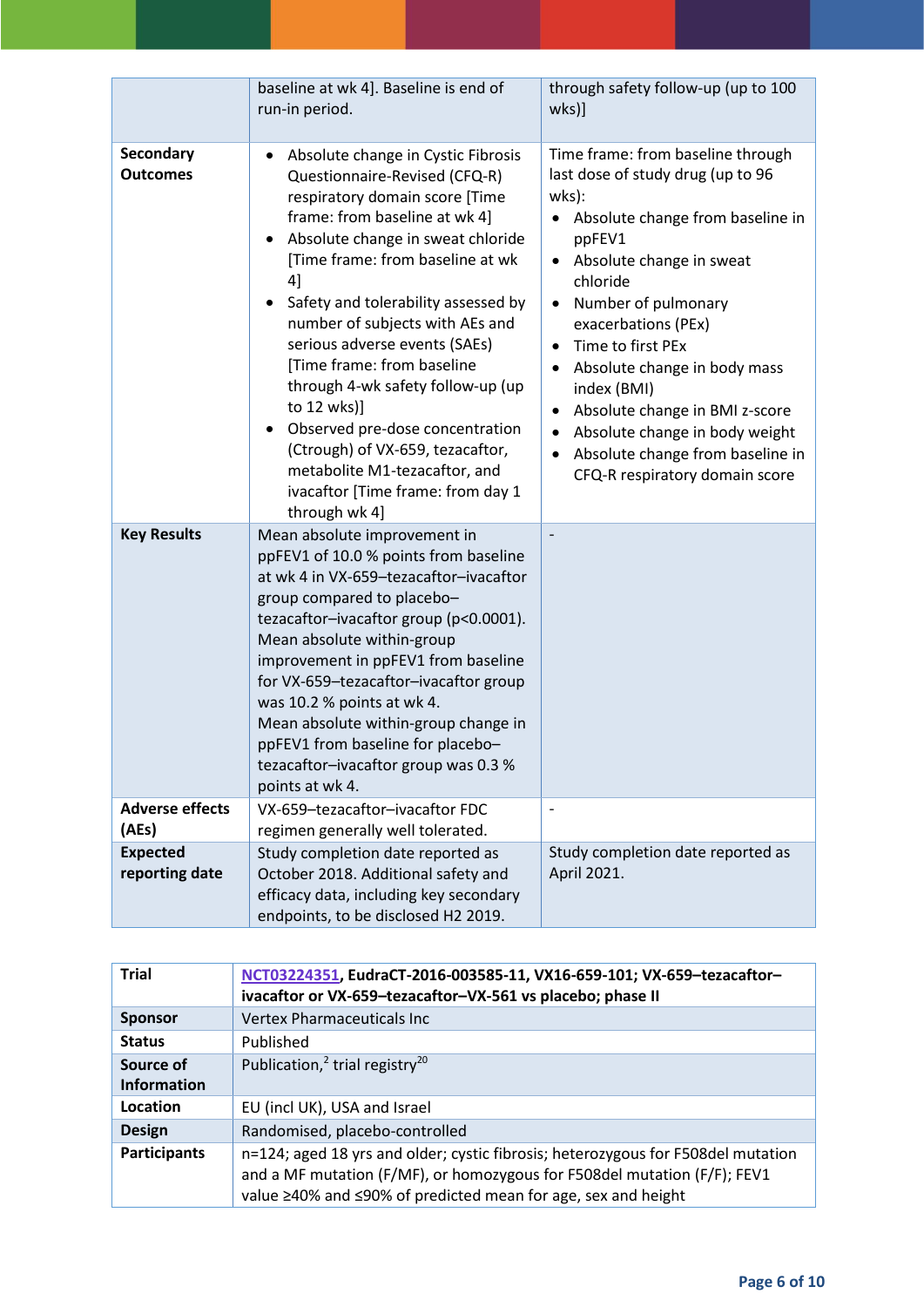| | | |
|---|---|---|
| | baseline at wk 4]. Baseline is end of run-in period. | through safety follow-up (up to 100 wks)] |
| **Secondary Outcomes** | • Absolute change in Cystic Fibrosis Questionnaire-Revised (CFQ-R) respiratory domain score [Time frame: from baseline at wk 4]<br>• Absolute change in sweat chloride [Time frame: from baseline at wk 4]<br>• Safety and tolerability assessed by number of subjects with AEs and serious adverse events (SAEs) [Time frame: from baseline through 4-wk safety follow-up (up to 12 wks)]<br>• Observed pre-dose concentration (Ctrough) of VX-659, tezacaftor, metabolite M1-tezacaftor, and ivacaftor [Time frame: from day 1 through wk 4] | Time frame: from baseline through last dose of study drug (up to 96 wks):<br>• Absolute change from baseline in ppFEV1<br>• Absolute change in sweat chloride<br>• Number of pulmonary exacerbations (PEx)<br>• Time to first PEx<br>• Absolute change in body mass index (BMI)<br>• Absolute change in BMI z-score<br>• Absolute change in body weight<br>• Absolute change from baseline in CFQ-R respiratory domain score |
| **Key Results** | Mean absolute improvement in ppFEV1 of 10.0 % points from baseline at wk 4 in VX-659–tezacaftor–ivacaftor group compared to placebo–tezacaftor–ivacaftor group (p<0.0001). Mean absolute within-group improvement in ppFEV1 from baseline for VX-659–tezacaftor–ivacaftor group was 10.2 % points at wk 4. Mean absolute within-group change in ppFEV1 from baseline for placebo–tezacaftor–ivacaftor group was 0.3 % points at wk 4. | - |
| **Adverse effects (AEs)** | VX-659–tezacaftor–ivacaftor FDC regimen generally well tolerated. | - |
| **Expected reporting date** | Study completion date reported as October 2018. Additional safety and efficacy data, including key secondary endpoints, to be disclosed H2 2019. | Study completion date reported as April 2021. |

| | |
|---|---|
| **Trial** | **NCT03224351, EudraCT-2016-003585-11, VX16-659-101; VX-659–tezacaftor–ivacaftor or VX-659–tezacaftor–VX-561 vs placebo; phase II** |
| **Sponsor** | Vertex Pharmaceuticals Inc |
| **Status** | Published |
| **Source of Information** | Publication,[2] trial registry[20] |
| **Location** | EU (incl UK), USA and Israel |
| **Design** | Randomised, placebo-controlled |
| **Participants** | n=124; aged 18 yrs and older; cystic fibrosis; heterozygous for F508del mutation and a MF mutation (F/MF), or homozygous for F508del mutation (F/F); FEV1 value ≥40% and ≤90% of predicted mean for age, sex and height |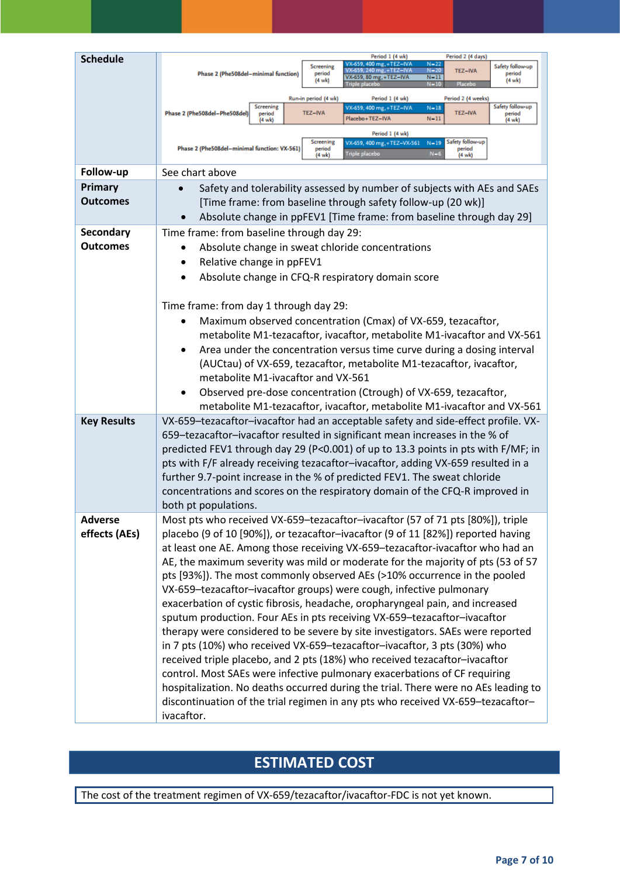| | |
|---|---|
| **Schedule** | **Phase 2 (Phe508del–minimal function)**: Screening period (4 wk); Period 1 (4 wk): VX-659, 400 mg,+TEZ–IVA N=22; VX-659, 240 mg,+TEZ–IVA N=20; VX-659, 80 mg,+TEZ–IVA N=11; Triple placebo N=10; Period 2 (4 days): TEZ–IVA / Placebo; Safety follow-up period (4 wk)<br>**Phase 2 (Phe508del–Phe508del)**: Screening period (4 wk); Run-in period (4 wk): TEZ–IVA; Period 1 (4 wk): VX-659, 400 mg,+TEZ–IVA N=18; Placebo+TEZ–IVA N=11; Period 2 (4 weeks): TEZ–IVA; Safety follow-up period (4 wk)<br>**Phase 2 (Phe508del–minimal function: VX-561)**: Screening period (4 wk); Period 1 (4 wk): VX-659, 400 mg,+TEZ–VX-561 N=19; Triple placebo N=6; Safety follow-up period (4 wk) |
| **Follow-up** | See chart above |
| **Primary Outcomes** | • Safety and tolerability assessed by number of subjects with AEs and SAEs [Time frame: from baseline through safety follow-up (20 wk)]<br>• Absolute change in ppFEV1 [Time frame: from baseline through day 29] |
| **Secondary Outcomes** | Time frame: from baseline through day 29:<br>• Absolute change in sweat chloride concentrations<br>• Relative change in ppFEV1<br>• Absolute change in CFQ-R respiratory domain score<br><br>Time frame: from day 1 through day 29:<br>• Maximum observed concentration (Cmax) of VX-659, tezacaftor, metabolite M1-tezacaftor, ivacaftor, metabolite M1-ivacaftor and VX-561<br>• Area under the concentration versus time curve during a dosing interval (AUCtau) of VX-659, tezacaftor, metabolite M1-tezacaftor, ivacaftor, metabolite M1-ivacaftor and VX-561<br>• Observed pre-dose concentration (Ctrough) of VX-659, tezacaftor, metabolite M1-tezacaftor, ivacaftor, metabolite M1-ivacaftor and VX-561 |
| **Key Results** | VX-659–tezacaftor–ivacaftor had an acceptable safety and side-effect profile. VX-659–tezacaftor–ivacaftor resulted in significant mean increases in the % of predicted FEV1 through day 29 (P<0.001) of up to 13.3 points in pts with F/MF; in pts with F/F already receiving tezacaftor–ivacaftor, adding VX-659 resulted in a further 9.7-point increase in the % of predicted FEV1. The sweat chloride concentrations and scores on the respiratory domain of the CFQ-R improved in both pt populations. |
| **Adverse effects (AEs)** | Most pts who received VX-659–tezacaftor–ivacaftor (57 of 71 pts [80%]), triple placebo (9 of 10 [90%]), or tezacaftor–ivacaftor (9 of 11 [82%]) reported having at least one AE. Among those receiving VX-659–tezacaftor-ivacaftor who had an AE, the maximum severity was mild or moderate for the majority of pts (53 of 57 pts [93%]). The most commonly observed AEs (>10% occurrence in the pooled VX-659–tezacaftor–ivacaftor groups) were cough, infective pulmonary exacerbation of cystic fibrosis, headache, oropharyngeal pain, and increased sputum production. Four AEs in pts receiving VX-659–tezacaftor–ivacaftor therapy were considered to be severe by site investigators. SAEs were reported in 7 pts (10%) who received VX-659–tezacaftor–ivacaftor, 3 pts (30%) who received triple placebo, and 2 pts (18%) who received tezacaftor–ivacaftor control. Most SAEs were infective pulmonary exacerbations of CF requiring hospitalization. No deaths occurred during the trial. There were no AEs leading to discontinuation of the trial regimen in any pts who received VX-659–tezacaftor–ivacaftor. |

## ESTIMATED COST

The cost of the treatment regimen of VX-659/tezacaftor/ivacaftor-FDC is not yet known.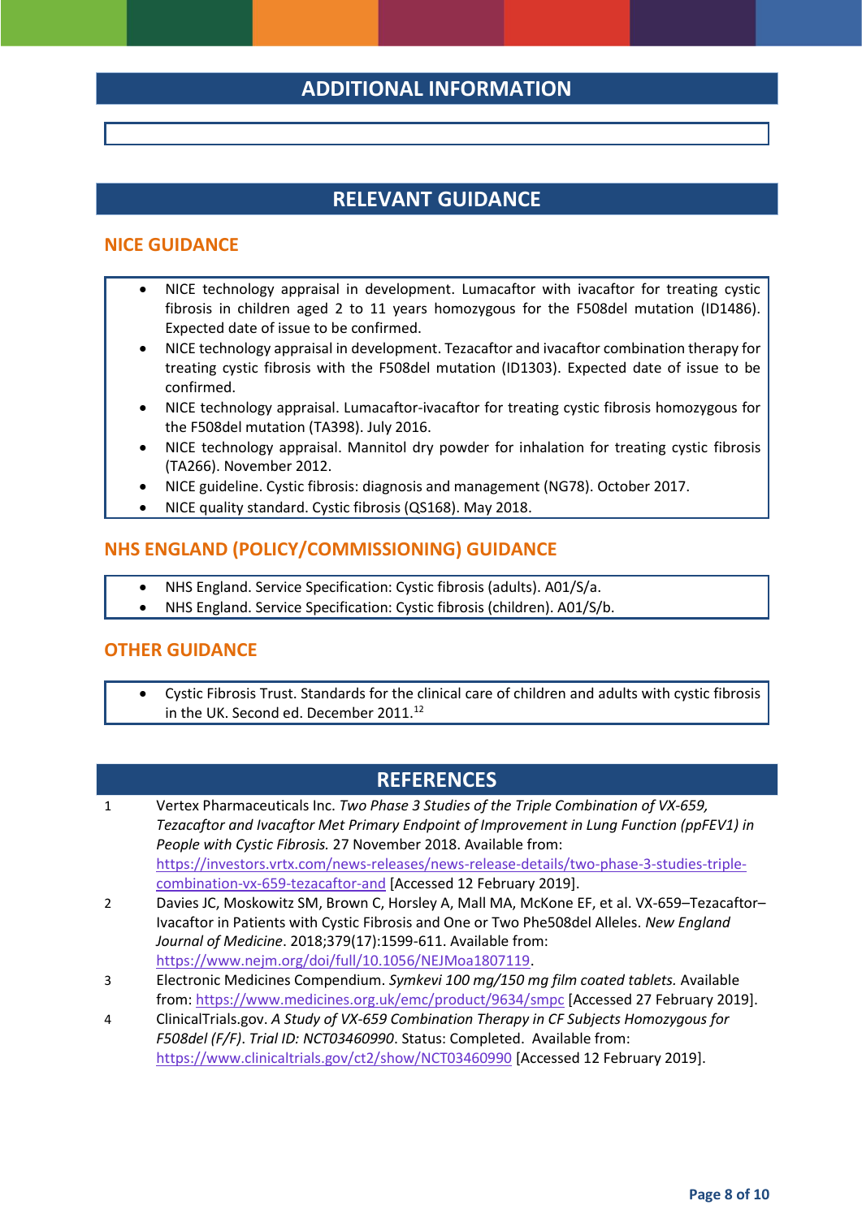## ADDITIONAL INFORMATION

## RELEVANT GUIDANCE

### NICE GUIDANCE

- NICE technology appraisal in development. Lumacaftor with ivacaftor for treating cystic fibrosis in children aged 2 to 11 years homozygous for the F508del mutation (ID1486). Expected date of issue to be confirmed.
- NICE technology appraisal in development. Tezacaftor and ivacaftor combination therapy for treating cystic fibrosis with the F508del mutation (ID1303). Expected date of issue to be confirmed.
- NICE technology appraisal. Lumacaftor-ivacaftor for treating cystic fibrosis homozygous for the F508del mutation (TA398). July 2016.
- NICE technology appraisal. Mannitol dry powder for inhalation for treating cystic fibrosis (TA266). November 2012.
- NICE guideline. Cystic fibrosis: diagnosis and management (NG78). October 2017.
- NICE quality standard. Cystic fibrosis (QS168). May 2018.

### NHS ENGLAND (POLICY/COMMISSIONING) GUIDANCE

- NHS England. Service Specification: Cystic fibrosis (adults). A01/S/a.
- NHS England. Service Specification: Cystic fibrosis (children). A01/S/b.

### OTHER GUIDANCE

- Cystic Fibrosis Trust. Standards for the clinical care of children and adults with cystic fibrosis in the UK. Second ed. December 2011.[12]

## REFERENCES

1. Vertex Pharmaceuticals Inc. *Two Phase 3 Studies of the Triple Combination of VX-659, Tezacaftor and Ivacaftor Met Primary Endpoint of Improvement in Lung Function (ppFEV1) in People with Cystic Fibrosis.* 27 November 2018. Available from: https://investors.vrtx.com/news-releases/news-release-details/two-phase-3-studies-triple-combination-vx-659-tezacaftor-and [Accessed 12 February 2019].
2. Davies JC, Moskowitz SM, Brown C, Horsley A, Mall MA, McKone EF, et al. VX-659–Tezacaftor–Ivacaftor in Patients with Cystic Fibrosis and One or Two Phe508del Alleles. *New England Journal of Medicine*. 2018;379(17):1599-611. Available from: https://www.nejm.org/doi/full/10.1056/NEJMoa1807119.
3. Electronic Medicines Compendium. *Symkevi 100 mg/150 mg film coated tablets.* Available from: https://www.medicines.org.uk/emc/product/9634/smpc [Accessed 27 February 2019].
4. ClinicalTrials.gov. *A Study of VX-659 Combination Therapy in CF Subjects Homozygous for F508del (F/F). Trial ID: NCT03460990*. Status: Completed. Available from: https://www.clinicaltrials.gov/ct2/show/NCT03460990 [Accessed 12 February 2019].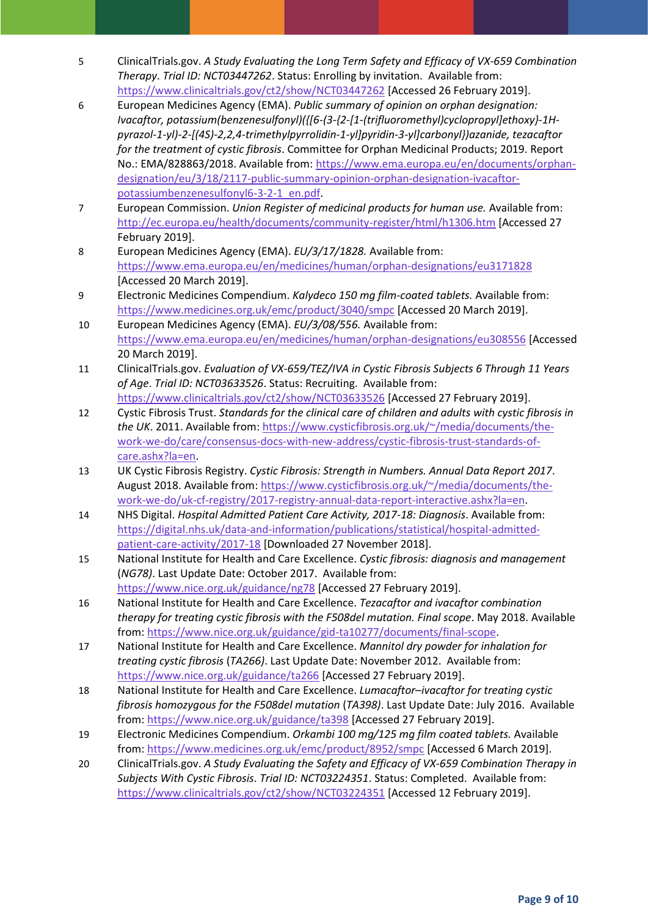5. ClinicalTrials.gov. *A Study Evaluating the Long Term Safety and Efficacy of VX-659 Combination Therapy*. *Trial ID: NCT03447262*. Status: Enrolling by invitation. Available from: https://www.clinicaltrials.gov/ct2/show/NCT03447262 [Accessed 26 February 2019].
6. European Medicines Agency (EMA). *Public summary of opinion on orphan designation: Ivacaftor, potassium(benzenesulfonyl)({[6-(3-{2-[1-(trifluoromethyl)cyclopropyl]ethoxy}-1H-pyrazol-1-yl)-2-[(4S)-2,2,4-trimethylpyrrolidin-1-yl]pyridin-3-yl]carbonyl})azanide, tezacaftor for the treatment of cystic fibrosis*. Committee for Orphan Medicinal Products; 2019. Report No.: EMA/828863/2018. Available from: https://www.ema.europa.eu/en/documents/orphan-designation/eu/3/18/2117-public-summary-opinion-orphan-designation-ivacaftor-potassiumbenzenesulfonyl6-3-2-1_en.pdf.
7. European Commission. *Union Register of medicinal products for human use.* Available from: http://ec.europa.eu/health/documents/community-register/html/h1306.htm [Accessed 27 February 2019].
8. European Medicines Agency (EMA). *EU/3/17/1828.* Available from: https://www.ema.europa.eu/en/medicines/human/orphan-designations/eu3171828 [Accessed 20 March 2019].
9. Electronic Medicines Compendium. *Kalydeco 150 mg film-coated tablets.* Available from: https://www.medicines.org.uk/emc/product/3040/smpc [Accessed 20 March 2019].
10. European Medicines Agency (EMA). *EU/3/08/556.* Available from: https://www.ema.europa.eu/en/medicines/human/orphan-designations/eu308556 [Accessed 20 March 2019].
11. ClinicalTrials.gov. *Evaluation of VX-659/TEZ/IVA in Cystic Fibrosis Subjects 6 Through 11 Years of Age*. *Trial ID: NCT03633526*. Status: Recruiting. Available from: https://www.clinicaltrials.gov/ct2/show/NCT03633526 [Accessed 27 February 2019].
12. Cystic Fibrosis Trust. *Standards for the clinical care of children and adults with cystic fibrosis in the UK*. 2011. Available from: https://www.cysticfibrosis.org.uk/~/media/documents/the-work-we-do/care/consensus-docs-with-new-address/cystic-fibrosis-trust-standards-of-care.ashx?la=en.
13. UK Cystic Fibrosis Registry. *Cystic Fibrosis: Strength in Numbers. Annual Data Report 2017*. August 2018. Available from: https://www.cysticfibrosis.org.uk/~/media/documents/the-work-we-do/uk-cf-registry/2017-registry-annual-data-report-interactive.ashx?la=en.
14. NHS Digital. *Hospital Admitted Patient Care Activity, 2017-18: Diagnosis*. Available from: https://digital.nhs.uk/data-and-information/publications/statistical/hospital-admitted-patient-care-activity/2017-18 [Downloaded 27 November 2018].
15. National Institute for Health and Care Excellence. *Cystic fibrosis: diagnosis and management* (*NG78)*. Last Update Date: October 2017. Available from: https://www.nice.org.uk/guidance/ng78 [Accessed 27 February 2019].
16. National Institute for Health and Care Excellence. *Tezacaftor and ivacaftor combination therapy for treating cystic fibrosis with the F508del mutation. Final scope*. May 2018. Available from: https://www.nice.org.uk/guidance/gid-ta10277/documents/final-scope.
17. National Institute for Health and Care Excellence. *Mannitol dry powder for inhalation for treating cystic fibrosis* (*TA266)*. Last Update Date: November 2012. Available from: https://www.nice.org.uk/guidance/ta266 [Accessed 27 February 2019].
18. National Institute for Health and Care Excellence. *Lumacaftor–ivacaftor for treating cystic fibrosis homozygous for the F508del mutation* (*TA398)*. Last Update Date: July 2016. Available from: https://www.nice.org.uk/guidance/ta398 [Accessed 27 February 2019].
19. Electronic Medicines Compendium. *Orkambi 100 mg/125 mg film coated tablets.* Available from: https://www.medicines.org.uk/emc/product/8952/smpc [Accessed 6 March 2019].
20. ClinicalTrials.gov. *A Study Evaluating the Safety and Efficacy of VX-659 Combination Therapy in Subjects With Cystic Fibrosis*. *Trial ID: NCT03224351*. Status: Completed. Available from: https://www.clinicaltrials.gov/ct2/show/NCT03224351 [Accessed 12 February 2019].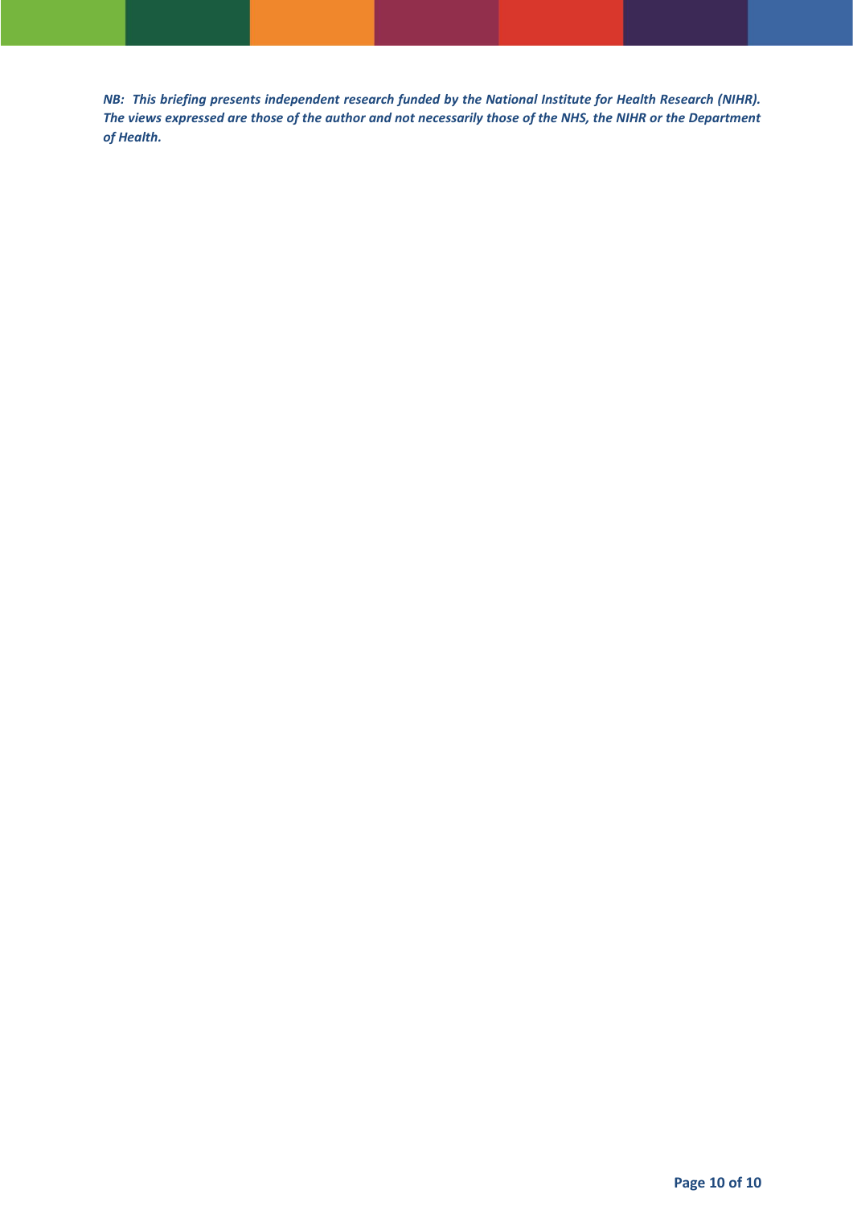***NB: This briefing presents independent research funded by the National Institute for Health Research (NIHR). The views expressed are those of the author and not necessarily those of the NHS, the NIHR or the Department of Health.***